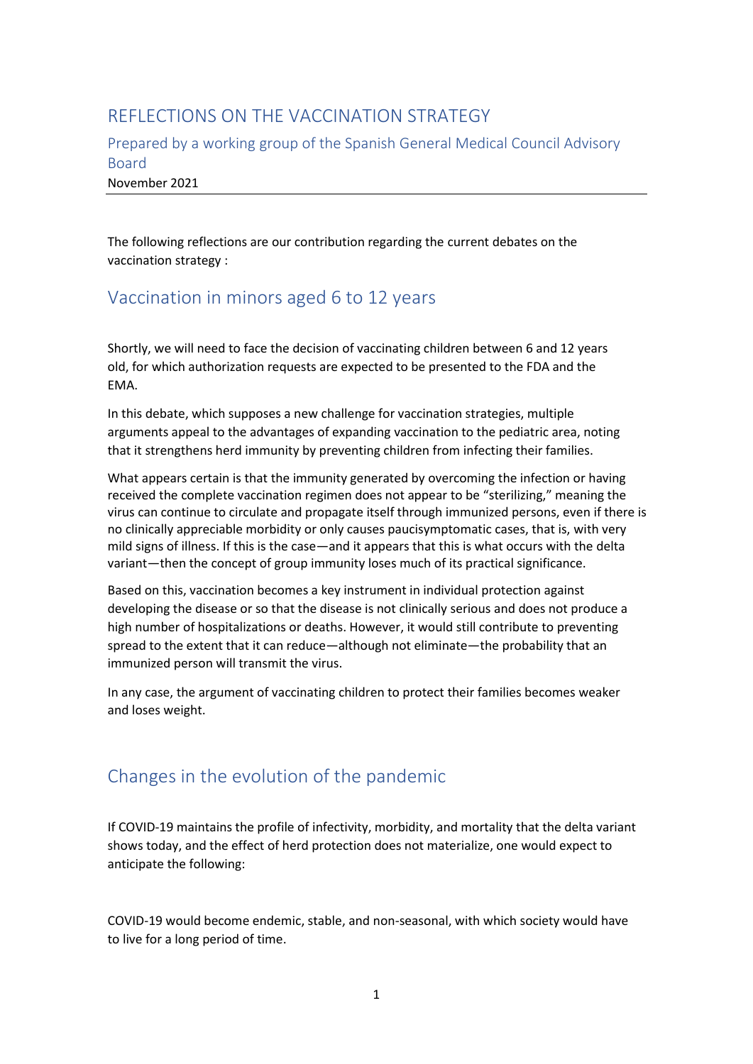# REFLECTIONS ON THE VACCINATION STRATEGY

Prepared by a working group of the Spanish General Medical Council Advisory Board

November 2021

---

The following reflections are our contribution regarding the current debates on the vaccination strategy :

## Vaccination in minors aged 6 to 12 years

Shortly, we will need to face the decision of vaccinating children between 6 and 12 years old, for which authorization requests are expected to be presented to the FDA and the EMA.

In this debate, which supposes a new challenge for vaccination strategies, multiple arguments appeal to the advantages of expanding vaccination to the pediatric area, noting that it strengthens herd immunity by preventing children from infecting their families.

What appears certain is that the immunity generated by overcoming the infection or having received the complete vaccination regimen does not appear to be "sterilizing," meaning the virus can continue to circulate and propagate itself through immunized persons, even if there is no clinically appreciable morbidity or only causes paucisymptomatic cases, that is, with very mild signs of illness. If this is the case—and it appears that this is what occurs with the delta variant—then the concept of group immunity loses much of its practical significance.

Based on this, vaccination becomes a key instrument in individual protection against developing the disease or so that the disease is not clinically serious and does not produce a high number of hospitalizations or deaths. However, it would still contribute to preventing spread to the extent that it can reduce—although not eliminate—the probability that an immunized person will transmit the virus.

In any case, the argument of vaccinating children to protect their families becomes weaker and loses weight.

## Changes in the evolution of the pandemic

If COVID-19 maintains the profile of infectivity, morbidity, and mortality that the delta variant shows today, and the effect of herd protection does not materialize, one would expect to anticipate the following:

COVID-19 would become endemic, stable, and non-seasonal, with which society would have to live for a long period of time.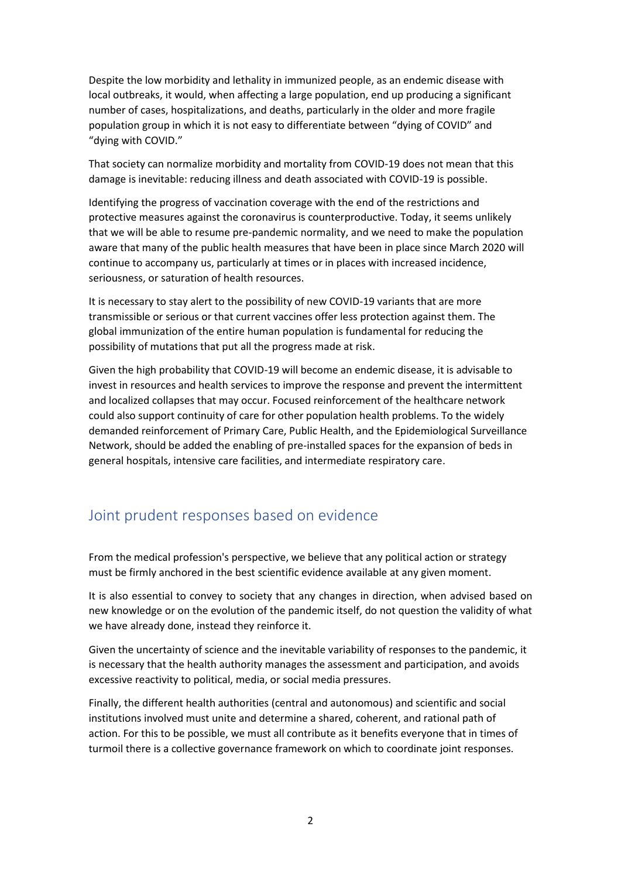Despite the low morbidity and lethality in immunized people, as an endemic disease with local outbreaks, it would, when affecting a large population, end up producing a significant number of cases, hospitalizations, and deaths, particularly in the older and more fragile population group in which it is not easy to differentiate between "dying of COVID" and "dying with COVID."

That society can normalize morbidity and mortality from COVID-19 does not mean that this damage is inevitable: reducing illness and death associated with COVID-19 is possible.

Identifying the progress of vaccination coverage with the end of the restrictions and protective measures against the coronavirus is counterproductive. Today, it seems unlikely that we will be able to resume pre-pandemic normality, and we need to make the population aware that many of the public health measures that have been in place since March 2020 will continue to accompany us, particularly at times or in places with increased incidence, seriousness, or saturation of health resources.

It is necessary to stay alert to the possibility of new COVID-19 variants that are more transmissible or serious or that current vaccines offer less protection against them. The global immunization of the entire human population is fundamental for reducing the possibility of mutations that put all the progress made at risk.

Given the high probability that COVID-19 will become an endemic disease, it is advisable to invest in resources and health services to improve the response and prevent the intermittent and localized collapses that may occur. Focused reinforcement of the healthcare network could also support continuity of care for other population health problems. To the widely demanded reinforcement of Primary Care, Public Health, and the Epidemiological Surveillance Network, should be added the enabling of pre-installed spaces for the expansion of beds in general hospitals, intensive care facilities, and intermediate respiratory care.

## Joint prudent responses based on evidence

From the medical profession's perspective, we believe that any political action or strategy must be firmly anchored in the best scientific evidence available at any given moment.

It is also essential to convey to society that any changes in direction, when advised based on new knowledge or on the evolution of the pandemic itself, do not question the validity of what we have already done, instead they reinforce it.

Given the uncertainty of science and the inevitable variability of responses to the pandemic, it is necessary that the health authority manages the assessment and participation, and avoids excessive reactivity to political, media, or social media pressures.

Finally, the different health authorities (central and autonomous) and scientific and social institutions involved must unite and determine a shared, coherent, and rational path of action. For this to be possible, we must all contribute as it benefits everyone that in times of turmoil there is a collective governance framework on which to coordinate joint responses.